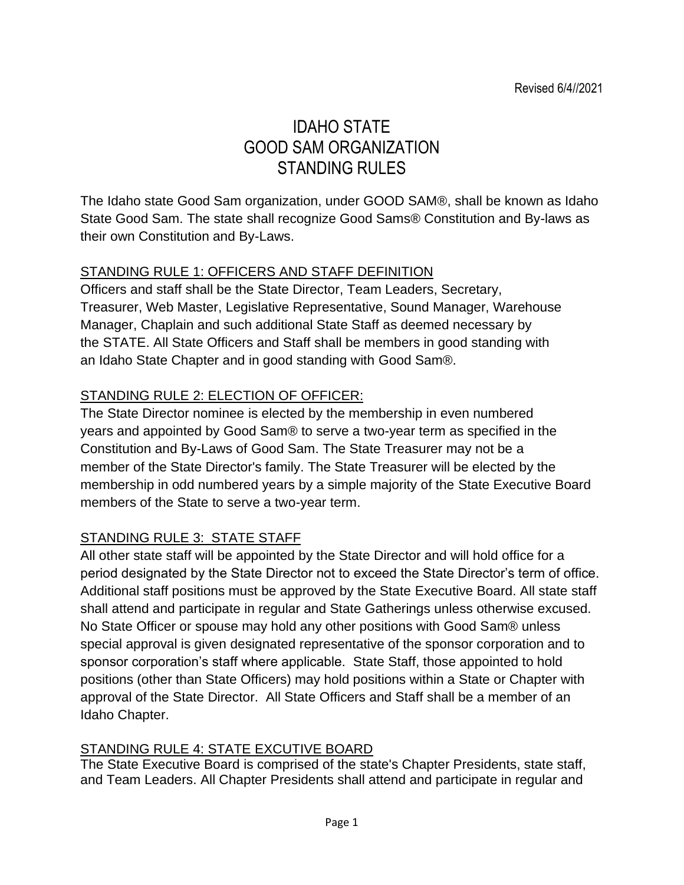Revised 6/4//2021

# IDAHO STATE
# GOOD SAM ORGANIZATION
# STANDING RULES

The Idaho state Good Sam organization, under GOOD SAM®, shall be known as Idaho State Good Sam. The state shall recognize Good Sams® Constitution and By-laws as their own Constitution and By-Laws.

## STANDING RULE 1: OFFICERS AND STAFF DEFINITION

Officers and staff shall be the State Director, Team Leaders, Secretary, Treasurer, Web Master, Legislative Representative, Sound Manager, Warehouse Manager, Chaplain and such additional State Staff as deemed necessary by the STATE. All State Officers and Staff shall be members in good standing with an Idaho State Chapter and in good standing with Good Sam®.

## STANDING RULE 2: ELECTION OF OFFICER:

The State Director nominee is elected by the membership in even numbered years and appointed by Good Sam® to serve a two-year term as specified in the Constitution and By-Laws of Good Sam. The State Treasurer may not be a member of the State Director's family. The State Treasurer will be elected by the membership in odd numbered years by a simple majority of the State Executive Board members of the State to serve a two-year term.

## STANDING RULE 3: STATE STAFF

All other state staff will be appointed by the State Director and will hold office for a period designated by the State Director not to exceed the State Director's term of office. Additional staff positions must be approved by the State Executive Board. All state staff shall attend and participate in regular and State Gatherings unless otherwise excused. No State Officer or spouse may hold any other positions with Good Sam® unless special approval is given designated representative of the sponsor corporation and to sponsor corporation's staff where applicable. State Staff, those appointed to hold positions (other than State Officers) may hold positions within a State or Chapter with approval of the State Director. All State Officers and Staff shall be a member of an Idaho Chapter.

## STANDING RULE 4: STATE EXCUTIVE BOARD

The State Executive Board is comprised of the state's Chapter Presidents, state staff, and Team Leaders. All Chapter Presidents shall attend and participate in regular and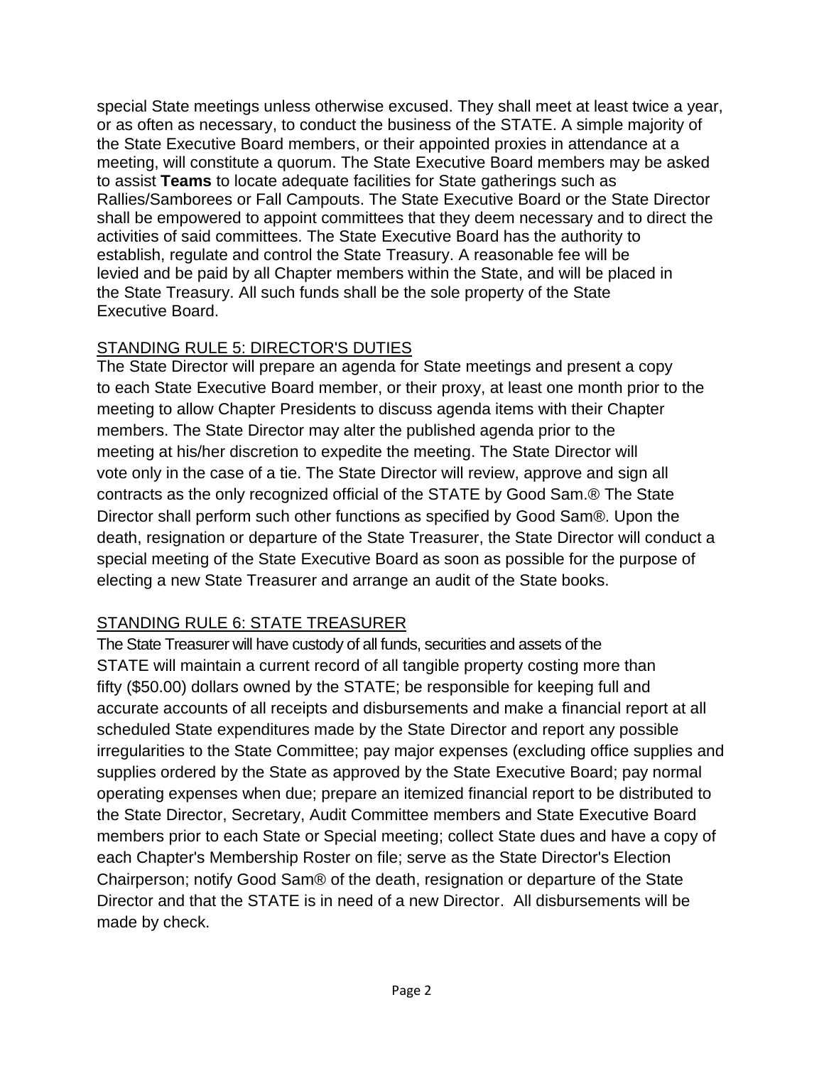special State meetings unless otherwise excused. They shall meet at least twice a year, or as often as necessary, to conduct the business of the STATE. A simple majority of the State Executive Board members, or their appointed proxies in attendance at a meeting, will constitute a quorum. The State Executive Board members may be asked to assist **Teams** to locate adequate facilities for State gatherings such as Rallies/Samborees or Fall Campouts. The State Executive Board or the State Director shall be empowered to appoint committees that they deem necessary and to direct the activities of said committees. The State Executive Board has the authority to establish, regulate and control the State Treasury. A reasonable fee will be levied and be paid by all Chapter members within the State, and will be placed in the State Treasury. All such funds shall be the sole property of the State Executive Board.

STANDING RULE 5: DIRECTOR'S DUTIES

The State Director will prepare an agenda for State meetings and present a copy to each State Executive Board member, or their proxy, at least one month prior to the meeting to allow Chapter Presidents to discuss agenda items with their Chapter members. The State Director may alter the published agenda prior to the meeting at his/her discretion to expedite the meeting. The State Director will vote only in the case of a tie. The State Director will review, approve and sign all contracts as the only recognized official of the STATE by Good Sam.® The State Director shall perform such other functions as specified by Good Sam®. Upon the death, resignation or departure of the State Treasurer, the State Director will conduct a special meeting of the State Executive Board as soon as possible for the purpose of electing a new State Treasurer and arrange an audit of the State books.

STANDING RULE 6: STATE TREASURER

The State Treasurer will have custody of all funds, securities and assets of the STATE will maintain a current record of all tangible property costing more than fifty ($50.00) dollars owned by the STATE; be responsible for keeping full and accurate accounts of all receipts and disbursements and make a financial report at all scheduled State expenditures made by the State Director and report any possible irregularities to the State Committee; pay major expenses (excluding office supplies and supplies ordered by the State as approved by the State Executive Board; pay normal operating expenses when due; prepare an itemized financial report to be distributed to the State Director, Secretary, Audit Committee members and State Executive Board members prior to each State or Special meeting; collect State dues and have a copy of each Chapter's Membership Roster on file; serve as the State Director's Election Chairperson; notify Good Sam® of the death, resignation or departure of the State Director and that the STATE is in need of a new Director. All disbursements will be made by check.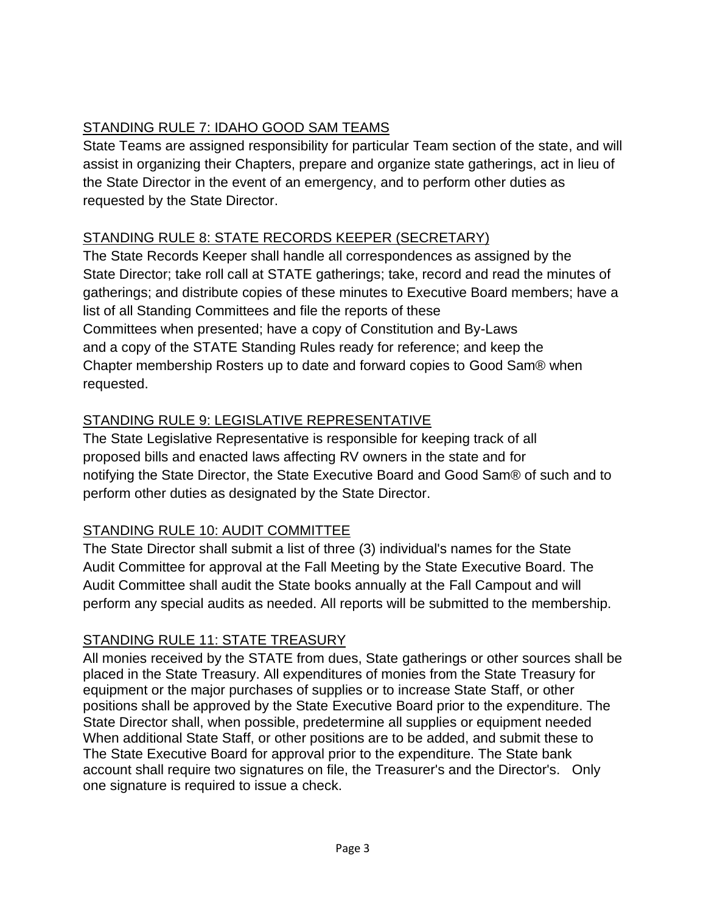## STANDING RULE 7: IDAHO GOOD SAM TEAMS

State Teams are assigned responsibility for particular Team section of the state, and will assist in organizing their Chapters, prepare and organize state gatherings, act in lieu of the State Director in the event of an emergency, and to perform other duties as requested by the State Director.

## STANDING RULE 8: STATE RECORDS KEEPER (SECRETARY)

The State Records Keeper shall handle all correspondences as assigned by the State Director; take roll call at STATE gatherings; take, record and read the minutes of gatherings; and distribute copies of these minutes to Executive Board members; have a list of all Standing Committees and file the reports of these Committees when presented; have a copy of Constitution and By-Laws and a copy of the STATE Standing Rules ready for reference; and keep the Chapter membership Rosters up to date and forward copies to Good Sam® when requested.

## STANDING RULE 9: LEGISLATIVE REPRESENTATIVE

The State Legislative Representative is responsible for keeping track of all proposed bills and enacted laws affecting RV owners in the state and for notifying the State Director, the State Executive Board and Good Sam® of such and to perform other duties as designated by the State Director.

## STANDING RULE 10: AUDIT COMMITTEE

The State Director shall submit a list of three (3) individual's names for the State Audit Committee for approval at the Fall Meeting by the State Executive Board. The Audit Committee shall audit the State books annually at the Fall Campout and will perform any special audits as needed. All reports will be submitted to the membership.

## STANDING RULE 11: STATE TREASURY

All monies received by the STATE from dues, State gatherings or other sources shall be placed in the State Treasury. All expenditures of monies from the State Treasury for equipment or the major purchases of supplies or to increase State Staff, or other positions shall be approved by the State Executive Board prior to the expenditure. The State Director shall, when possible, predetermine all supplies or equipment needed When additional State Staff, or other positions are to be added, and submit these to The State Executive Board for approval prior to the expenditure. The State bank account shall require two signatures on file, the Treasurer's and the Director's. Only one signature is required to issue a check.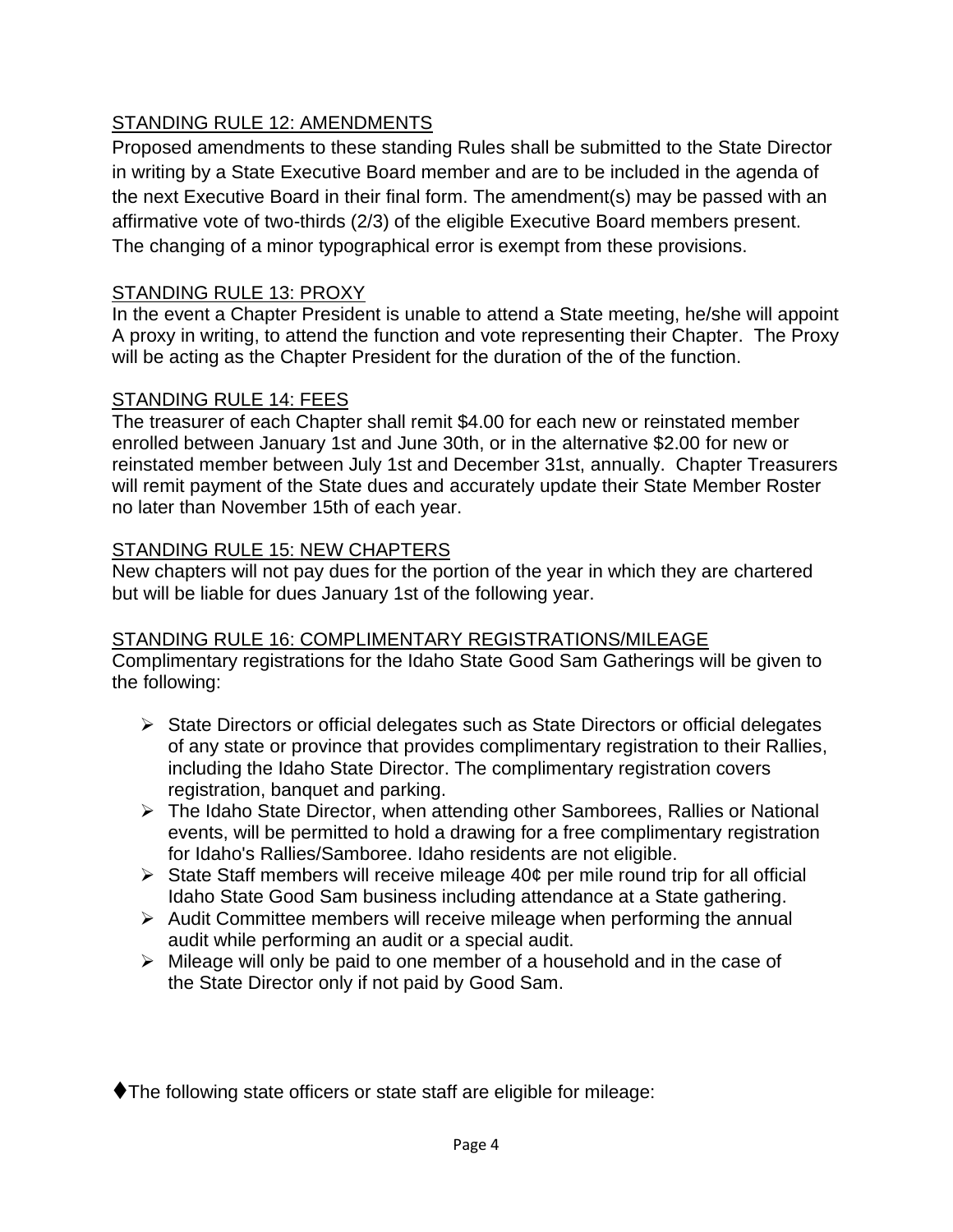STANDING RULE 12: AMENDMENTS

Proposed amendments to these standing Rules shall be submitted to the State Director in writing by a State Executive Board member and are to be included in the agenda of the next Executive Board in their final form. The amendment(s) may be passed with an affirmative vote of two-thirds (2/3) of the eligible Executive Board members present. The changing of a minor typographical error is exempt from these provisions.

STANDING RULE 13: PROXY

In the event a Chapter President is unable to attend a State meeting, he/she will appoint A proxy in writing, to attend the function and vote representing their Chapter. The Proxy will be acting as the Chapter President for the duration of the of the function.

STANDING RULE 14: FEES

The treasurer of each Chapter shall remit $4.00 for each new or reinstated member enrolled between January 1st and June 30th, or in the alternative $2.00 for new or reinstated member between July 1st and December 31st, annually. Chapter Treasurers will remit payment of the State dues and accurately update their State Member Roster no later than November 15th of each year.

STANDING RULE 15: NEW CHAPTERS

New chapters will not pay dues for the portion of the year in which they are chartered but will be liable for dues January 1st of the following year.

STANDING RULE 16: COMPLIMENTARY REGISTRATIONS/MILEAGE

Complimentary registrations for the Idaho State Good Sam Gatherings will be given to the following:

- State Directors or official delegates such as State Directors or official delegates of any state or province that provides complimentary registration to their Rallies, including the Idaho State Director. The complimentary registration covers registration, banquet and parking.
- The Idaho State Director, when attending other Samborees, Rallies or National events, will be permitted to hold a drawing for a free complimentary registration for Idaho's Rallies/Samboree. Idaho residents are not eligible.
- State Staff members will receive mileage 40¢ per mile round trip for all official Idaho State Good Sam business including attendance at a State gathering.
- Audit Committee members will receive mileage when performing the annual audit while performing an audit or a special audit.
- Mileage will only be paid to one member of a household and in the case of the State Director only if not paid by Good Sam.

♦The following state officers or state staff are eligible for mileage: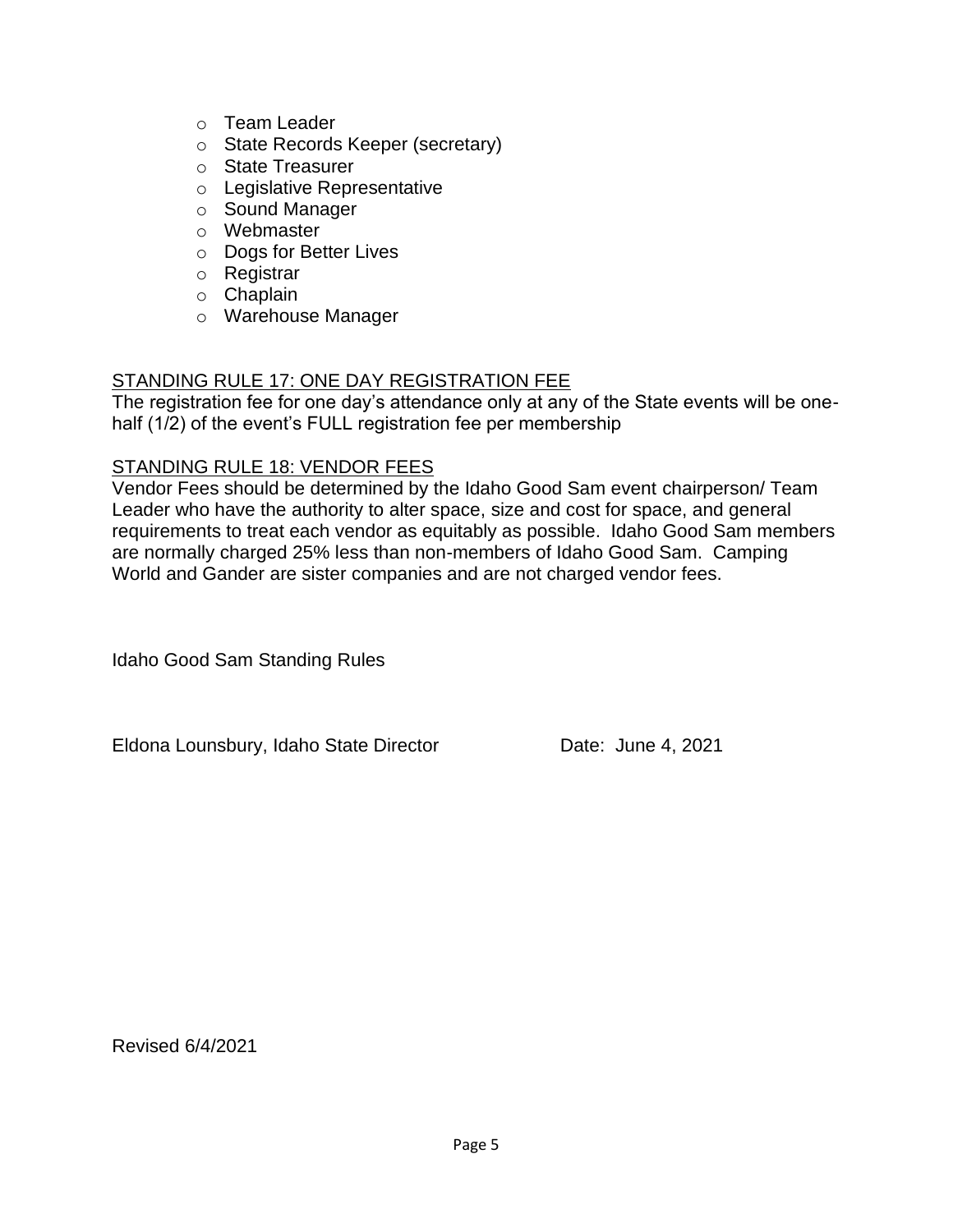- Team Leader
- State Records Keeper (secretary)
- State Treasurer
- Legislative Representative
- Sound Manager
- Webmaster
- Dogs for Better Lives
- Registrar
- Chaplain
- Warehouse Manager

STANDING RULE 17: ONE DAY REGISTRATION FEE

The registration fee for one day's attendance only at any of the State events will be one-half (1/2) of the event's FULL registration fee per membership

STANDING RULE 18: VENDOR FEES

Vendor Fees should be determined by the Idaho Good Sam event chairperson/ Team Leader who have the authority to alter space, size and cost for space, and general requirements to treat each vendor as equitably as possible. Idaho Good Sam members are normally charged 25% less than non-members of Idaho Good Sam. Camping World and Gander are sister companies and are not charged vendor fees.

Idaho Good Sam Standing Rules

Eldona Lounsbury, Idaho State Director Date: June 4, 2021

Revised 6/4/2021